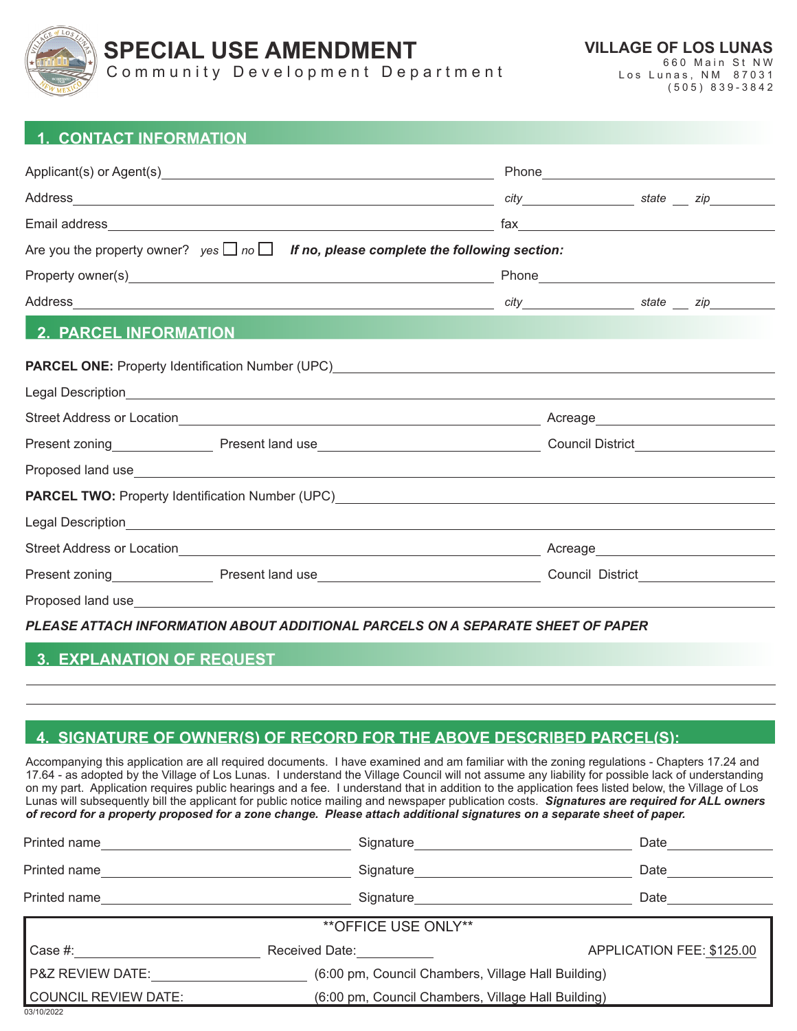# SPECIAL USE AMENDMENT

Community Development Department

**VILLAGE OF LOS LUNAS**
660 Main St NW
Los Lunas, NM 87031
(505) 839-3842

## 1. CONTACT INFORMATION

Applicant(s) or Agent(s)______________________ Phone______________________

Address______________________ *city*__________ *state*___ *zip*__________

Email address______________________ fax______________________

Are you the property owner? *yes* ☐ *no* ☐ ***If no, please complete the following section:***

Property owner(s)______________________ Phone______________________

Address______________________ *city*__________ *state*___ *zip*__________

## 2. PARCEL INFORMATION

**PARCEL ONE:** Property Identification Number (UPC)______________________

Legal Description______________________

Street Address or Location______________________ Acreage__________

Present zoning__________ Present land use______________________ Council District__________

Proposed land use______________________

**PARCEL TWO:** Property Identification Number (UPC)______________________

Legal Description______________________

Street Address or Location______________________ Acreage__________

Present zoning__________ Present land use______________________ Council District__________

Proposed land use______________________

***PLEASE ATTACH INFORMATION ABOUT ADDITIONAL PARCELS ON A SEPARATE SHEET OF PAPER***

## 3. EXPLANATION OF REQUEST

______________________

______________________

## 4. SIGNATURE OF OWNER(S) OF RECORD FOR THE ABOVE DESCRIBED PARCEL(S):

Accompanying this application are all required documents. I have examined and am familiar with the zoning regulations - Chapters 17.24 and 17.64 - as adopted by the Village of Los Lunas. I understand the Village Council will not assume any liability for possible lack of understanding on my part. Application requires public hearings and a fee. I understand that in addition to the application fees listed below, the Village of Los Lunas will subsequently bill the applicant for public notice mailing and newspaper publication costs. ***Signatures are required for ALL owners of record for a property proposed for a zone change. Please attach additional signatures on a separate sheet of paper.***

Printed name______________________ Signature______________________ Date__________

Printed name______________________ Signature______________________ Date__________

Printed name______________________ Signature______________________ Date__________

**OFFICE USE ONLY**

Case #:______________ Received Date:__________ APPLICATION FEE: $125.00

P&Z REVIEW DATE:______________ (6:00 pm, Council Chambers, Village Hall Building)

COUNCIL REVIEW DATE:______________ (6:00 pm, Council Chambers, Village Hall Building)

03/10/2022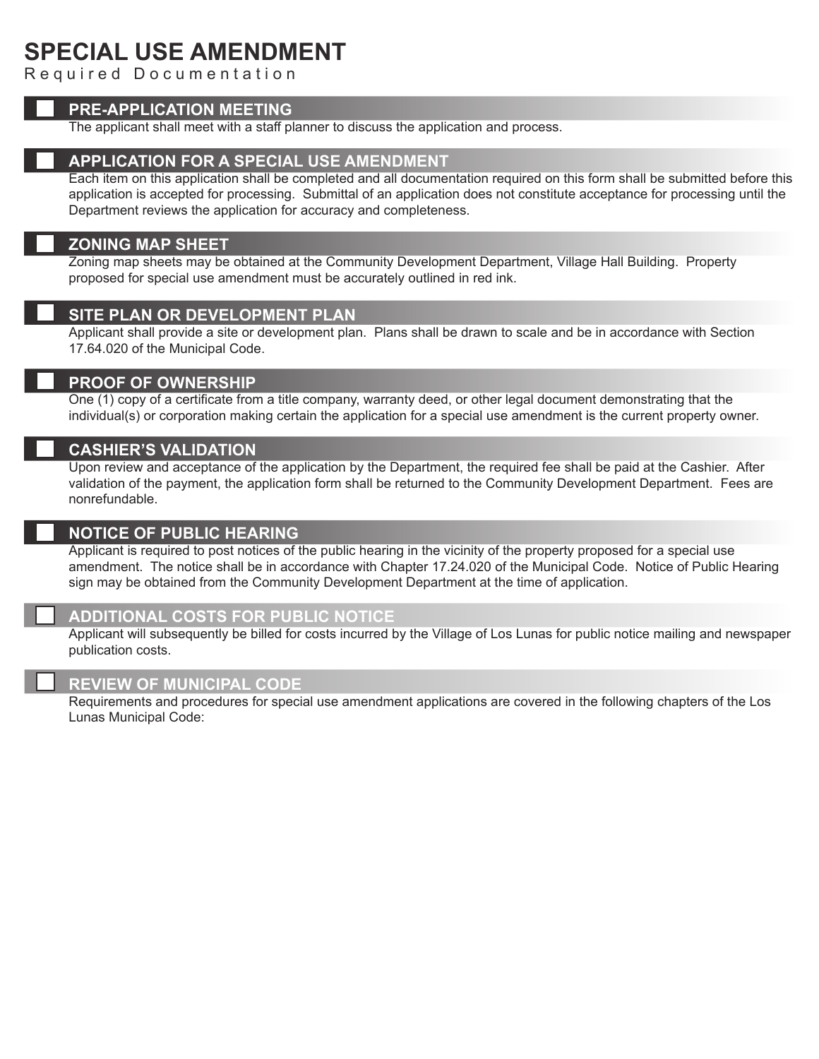# SPECIAL USE AMENDMENT

Required Documentation

- [ ] **PRE-APPLICATION MEETING**
  The applicant shall meet with a staff planner to discuss the application and process.

- [ ] **APPLICATION FOR A SPECIAL USE AMENDMENT**
  Each item on this application shall be completed and all documentation required on this form shall be submitted before this application is accepted for processing. Submittal of an application does not constitute acceptance for processing until the Department reviews the application for accuracy and completeness.

- [ ] **ZONING MAP SHEET**
  Zoning map sheets may be obtained at the Community Development Department, Village Hall Building. Property proposed for special use amendment must be accurately outlined in red ink.

- [ ] **SITE PLAN OR DEVELOPMENT PLAN**
  Applicant shall provide a site or development plan. Plans shall be drawn to scale and be in accordance with Section 17.64.020 of the Municipal Code.

- [ ] **PROOF OF OWNERSHIP**
  One (1) copy of a certificate from a title company, warranty deed, or other legal document demonstrating that the individual(s) or corporation making certain the application for a special use amendment is the current property owner.

- [ ] **CASHIER'S VALIDATION**
  Upon review and acceptance of the application by the Department, the required fee shall be paid at the Cashier. After validation of the payment, the application form shall be returned to the Community Development Department. Fees are nonrefundable.

- [ ] **NOTICE OF PUBLIC HEARING**
  Applicant is required to post notices of the public hearing in the vicinity of the property proposed for a special use amendment. The notice shall be in accordance with Chapter 17.24.020 of the Municipal Code. Notice of Public Hearing sign may be obtained from the Community Development Department at the time of application.

- [ ] **ADDITIONAL COSTS FOR PUBLIC NOTICE**
  Applicant will subsequently be billed for costs incurred by the Village of Los Lunas for public notice mailing and newspaper publication costs.

- [ ] **REVIEW OF MUNICIPAL CODE**
  Requirements and procedures for special use amendment applications are covered in the following chapters of the Los Lunas Municipal Code: